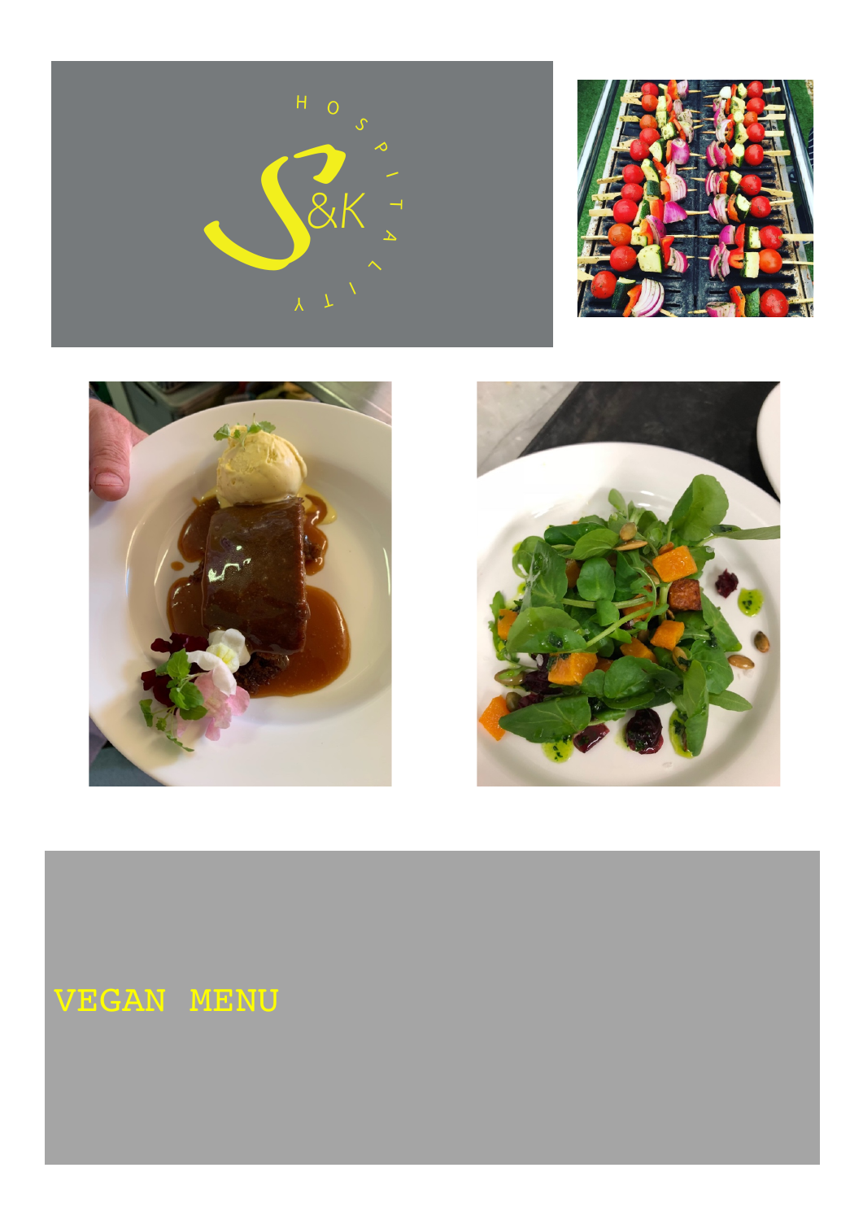S&K HOSPITALITY

# VEGAN MENU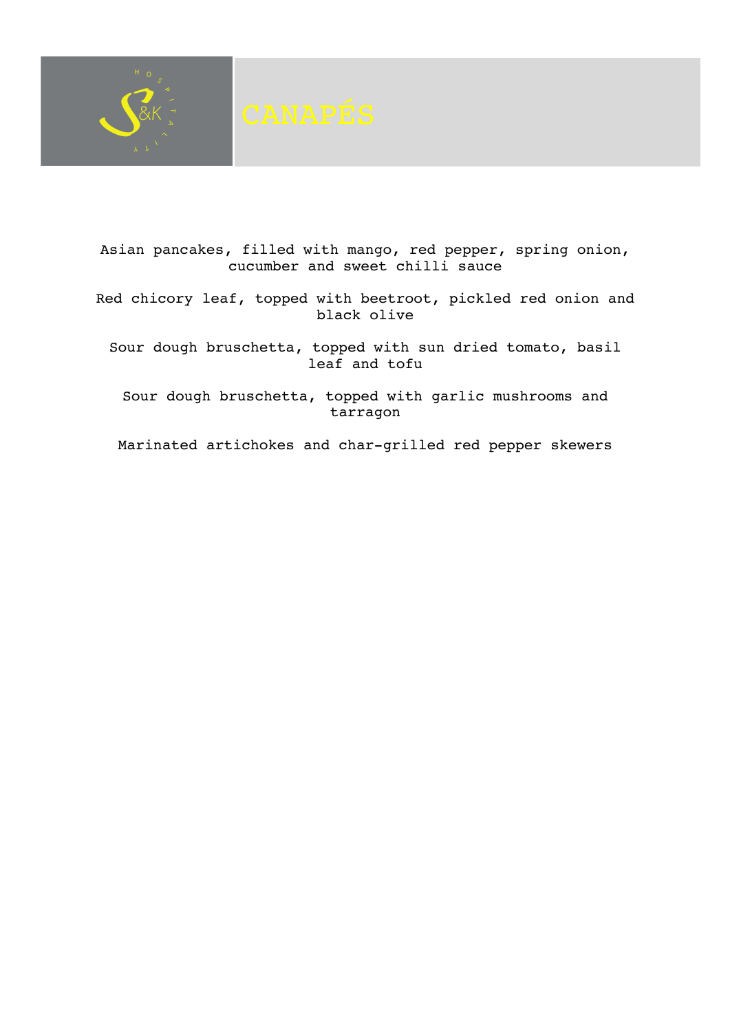# CANAPÉS

Asian pancakes, filled with mango, red pepper, spring onion, cucumber and sweet chilli sauce

Red chicory leaf, topped with beetroot, pickled red onion and black olive

Sour dough bruschetta, topped with sun dried tomato, basil leaf and tofu

Sour dough bruschetta, topped with garlic mushrooms and tarragon

Marinated artichokes and char-grilled red pepper skewers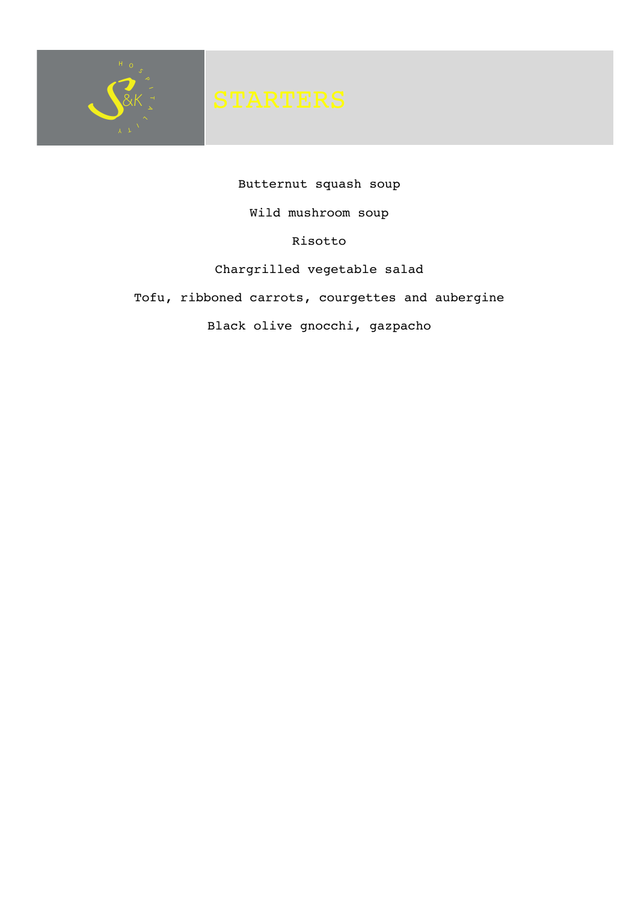# STARTERS

Butternut squash soup

Wild mushroom soup

Risotto

Chargrilled vegetable salad

Tofu, ribboned carrots, courgettes and aubergine

Black olive gnocchi, gazpacho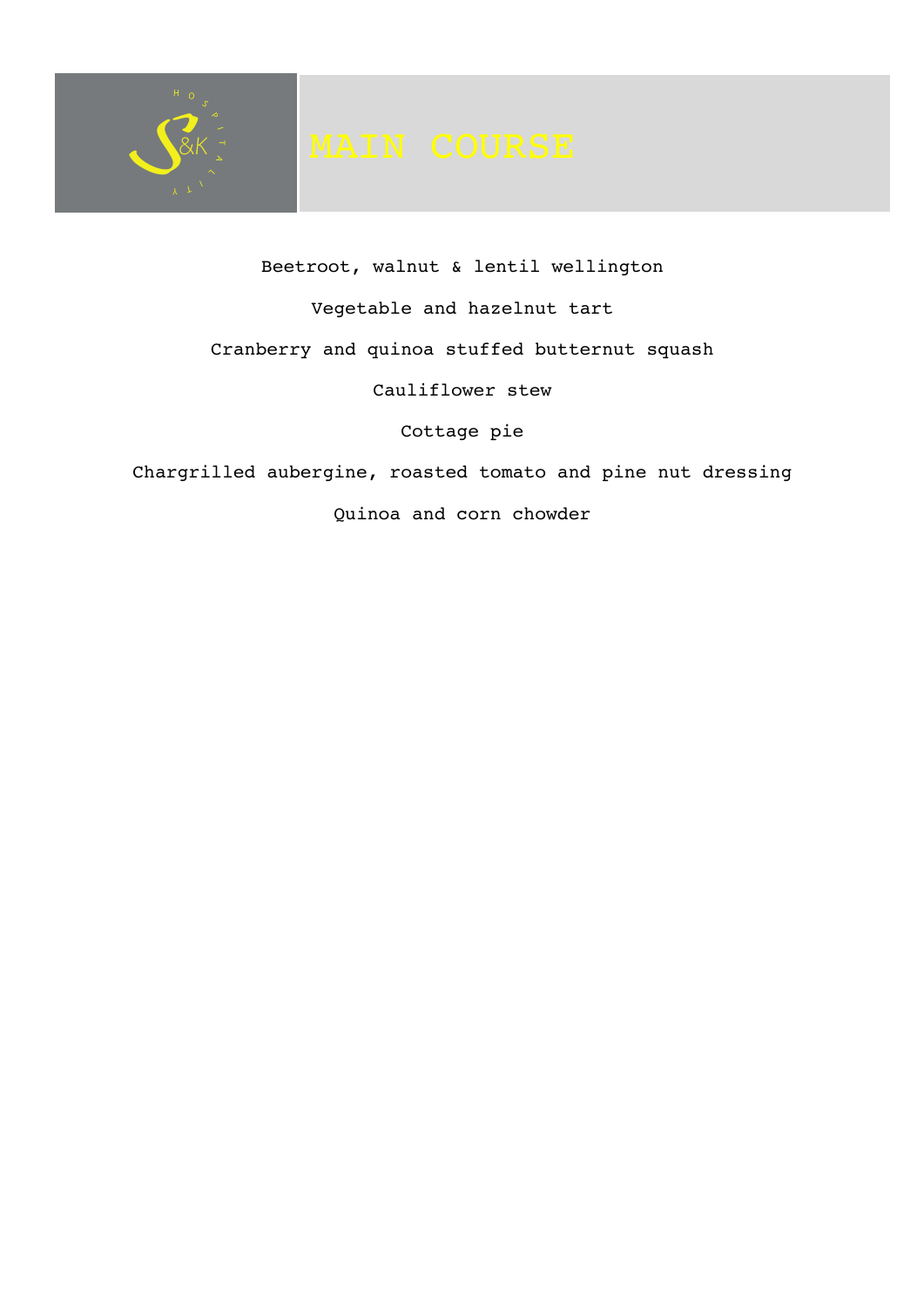# MAIN COURSE

Beetroot, walnut & lentil wellington

Vegetable and hazelnut tart

Cranberry and quinoa stuffed butternut squash

Cauliflower stew

Cottage pie

Chargrilled aubergine, roasted tomato and pine nut dressing

Quinoa and corn chowder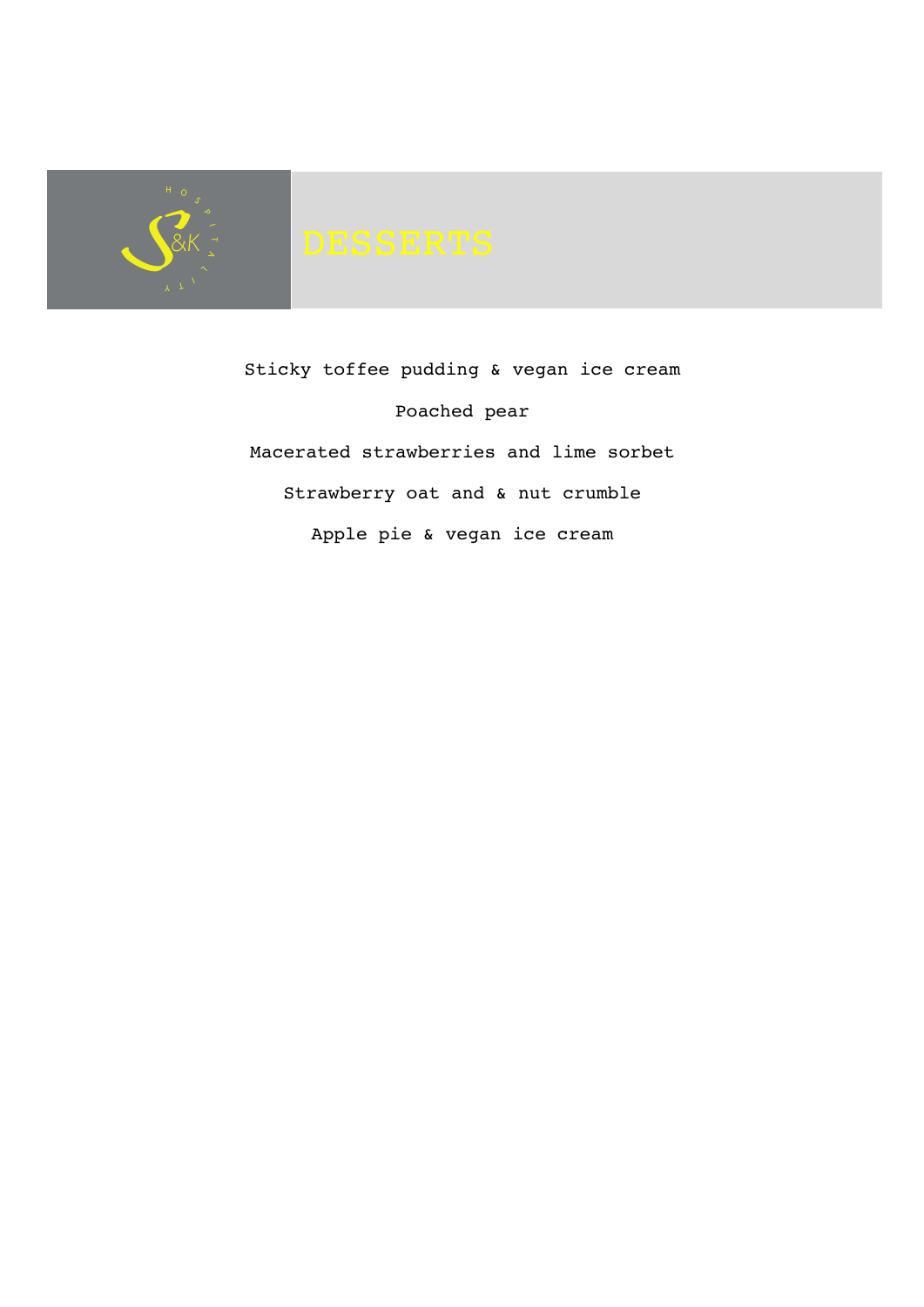S&K HOSPITALITY

# DESSERTS

Sticky toffee pudding & vegan ice cream

Poached pear

Macerated strawberries and lime sorbet

Strawberry oat and & nut crumble

Apple pie & vegan ice cream